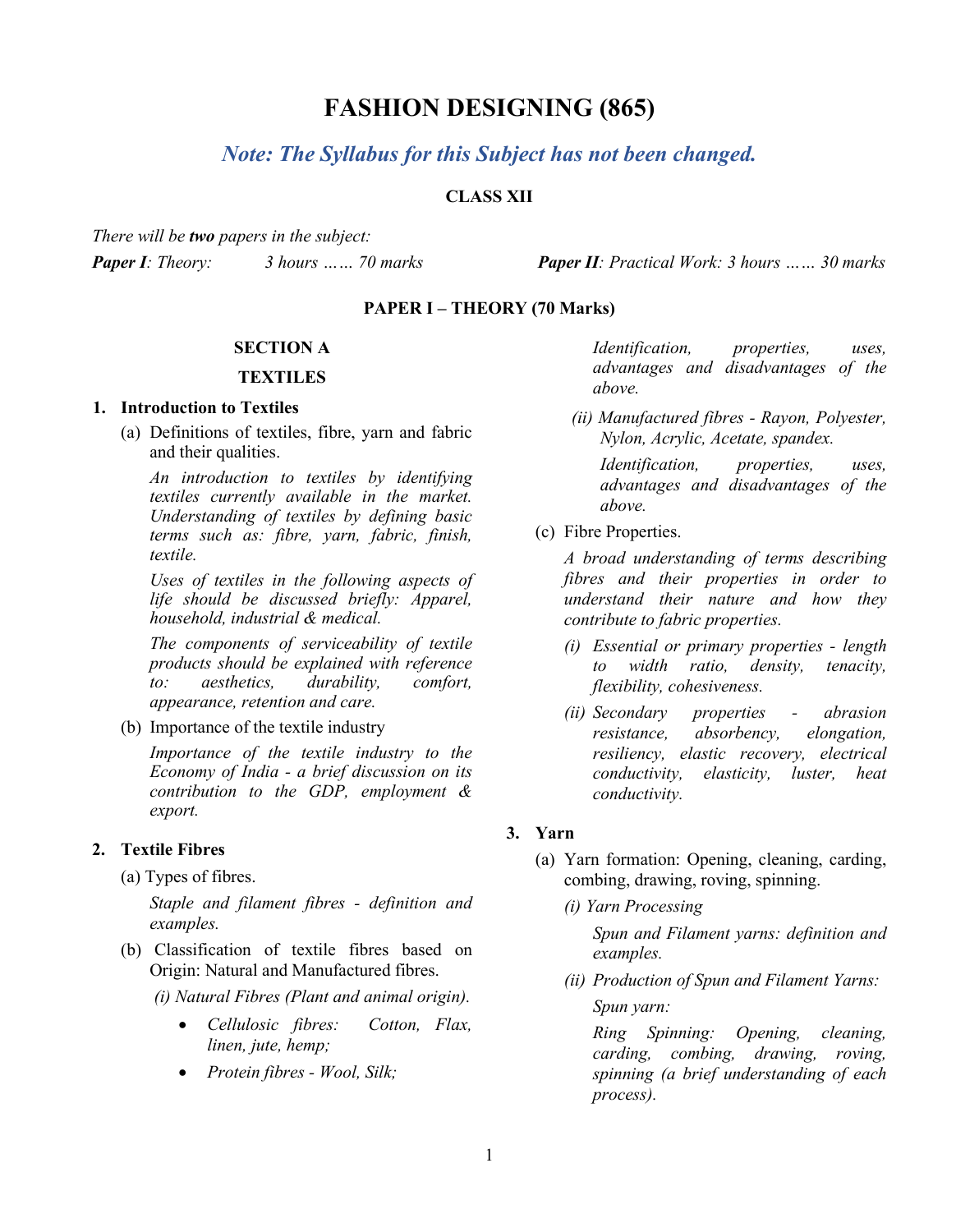# FASHION DESIGNING (865)

## *Note: The Syllabus for this Subject has not been changed.*

**CLASS XII**

*There will be **two** papers in the subject:*

***Paper I**: Theory: 3 hours …… 70 marks*

***Paper II**: Practical Work: 3 hours …… 30 marks*

**PAPER I – THEORY (70 Marks)**

**SECTION A**

**TEXTILES**

**1. Introduction to Textiles**

(a) Definitions of textiles, fibre, yarn and fabric and their qualities.

*An introduction to textiles by identifying textiles currently available in the market. Understanding of textiles by defining basic terms such as: fibre, yarn, fabric, finish, textile.*

*Uses of textiles in the following aspects of life should be discussed briefly: Apparel, household, industrial & medical.*

*The components of serviceability of textile products should be explained with reference to: aesthetics, durability, comfort, appearance, retention and care.*

(b) Importance of the textile industry

*Importance of the textile industry to the Economy of India - a brief discussion on its contribution to the GDP, employment & export.*

**2. Textile Fibres**

(a) Types of fibres.

*Staple and filament fibres - definition and examples.*

(b) Classification of textile fibres based on Origin: Natural and Manufactured fibres.

*(i) Natural Fibres (Plant and animal origin).*

- *Cellulosic fibres: Cotton, Flax, linen, jute, hemp;*
- *Protein fibres - Wool, Silk;*

*Identification, properties, uses, advantages and disadvantages of the above.*

*(ii) Manufactured fibres - Rayon, Polyester, Nylon, Acrylic, Acetate, spandex.*

*Identification, properties, uses, advantages and disadvantages of the above.*

(c) Fibre Properties.

*A broad understanding of terms describing fibres and their properties in order to understand their nature and how they contribute to fabric properties.*

*(i) Essential or primary properties - length to width ratio, density, tenacity, flexibility, cohesiveness.*

*(ii) Secondary properties - abrasion resistance, absorbency, elongation, resiliency, elastic recovery, electrical conductivity, elasticity, luster, heat conductivity.*

**3. Yarn**

(a) Yarn formation: Opening, cleaning, carding, combing, drawing, roving, spinning.

*(i) Yarn Processing*

*Spun and Filament yarns: definition and examples.*

*(ii) Production of Spun and Filament Yarns:*

*Spun yarn:*

*Ring Spinning: Opening, cleaning, carding, combing, drawing, roving, spinning (a brief understanding of each process).*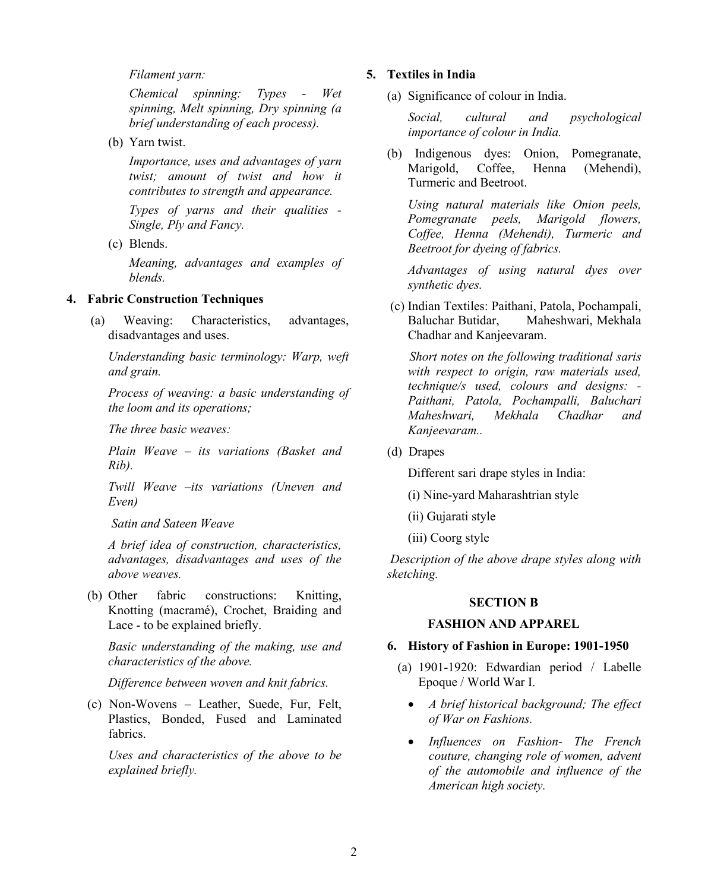*Filament yarn:*

*Chemical spinning: Types - Wet spinning, Melt spinning, Dry spinning (a brief understanding of each process).*

(b) Yarn twist.

*Importance, uses and advantages of yarn twist; amount of twist and how it contributes to strength and appearance.*

*Types of yarns and their qualities - Single, Ply and Fancy.*

(c) Blends.

*Meaning, advantages and examples of blends.*

**4. Fabric Construction Techniques**

(a) Weaving: Characteristics, advantages, disadvantages and uses.

*Understanding basic terminology: Warp, weft and grain.*

*Process of weaving: a basic understanding of the loom and its operations;*

*The three basic weaves:*

*Plain Weave – its variations (Basket and Rib).*

*Twill Weave –its variations (Uneven and Even)*

*Satin and Sateen Weave*

*A brief idea of construction, characteristics, advantages, disadvantages and uses of the above weaves.*

(b) Other fabric constructions: Knitting, Knotting (macramé), Crochet, Braiding and Lace - to be explained briefly.

*Basic understanding of the making, use and characteristics of the above.*

*Difference between woven and knit fabrics.*

(c) Non-Wovens – Leather, Suede, Fur, Felt, Plastics, Bonded, Fused and Laminated fabrics.

*Uses and characteristics of the above to be explained briefly.*

**5. Textiles in India**

(a) Significance of colour in India.

*Social, cultural and psychological importance of colour in India.*

(b) Indigenous dyes: Onion, Pomegranate, Marigold, Coffee, Henna (Mehendi), Turmeric and Beetroot.

*Using natural materials like Onion peels, Pomegranate peels, Marigold flowers, Coffee, Henna (Mehendi), Turmeric and Beetroot for dyeing of fabrics.*

*Advantages of using natural dyes over synthetic dyes.*

(c) Indian Textiles: Paithani, Patola, Pochampali, Baluchar Butidar, Maheshwari, Mekhala Chadhar and Kanjeevaram.

*Short notes on the following traditional saris with respect to origin, raw materials used, technique/s used, colours and designs: - Paithani, Patola, Pochampalli, Baluchari Maheshwari, Mekhala Chadhar and Kanjeevaram..*

(d) Drapes

Different sari drape styles in India:

(i) Nine-yard Maharashtrian style

(ii) Gujarati style

(iii) Coorg style

*Description of the above drape styles along with sketching.*

## SECTION B

## FASHION AND APPAREL

**6. History of Fashion in Europe: 1901-1950**

(a) 1901-1920: Edwardian period / Labelle Epoque / World War I.

- *A brief historical background; The effect of War on Fashions.*
- *Influences on Fashion- The French couture, changing role of women, advent of the automobile and influence of the American high society.*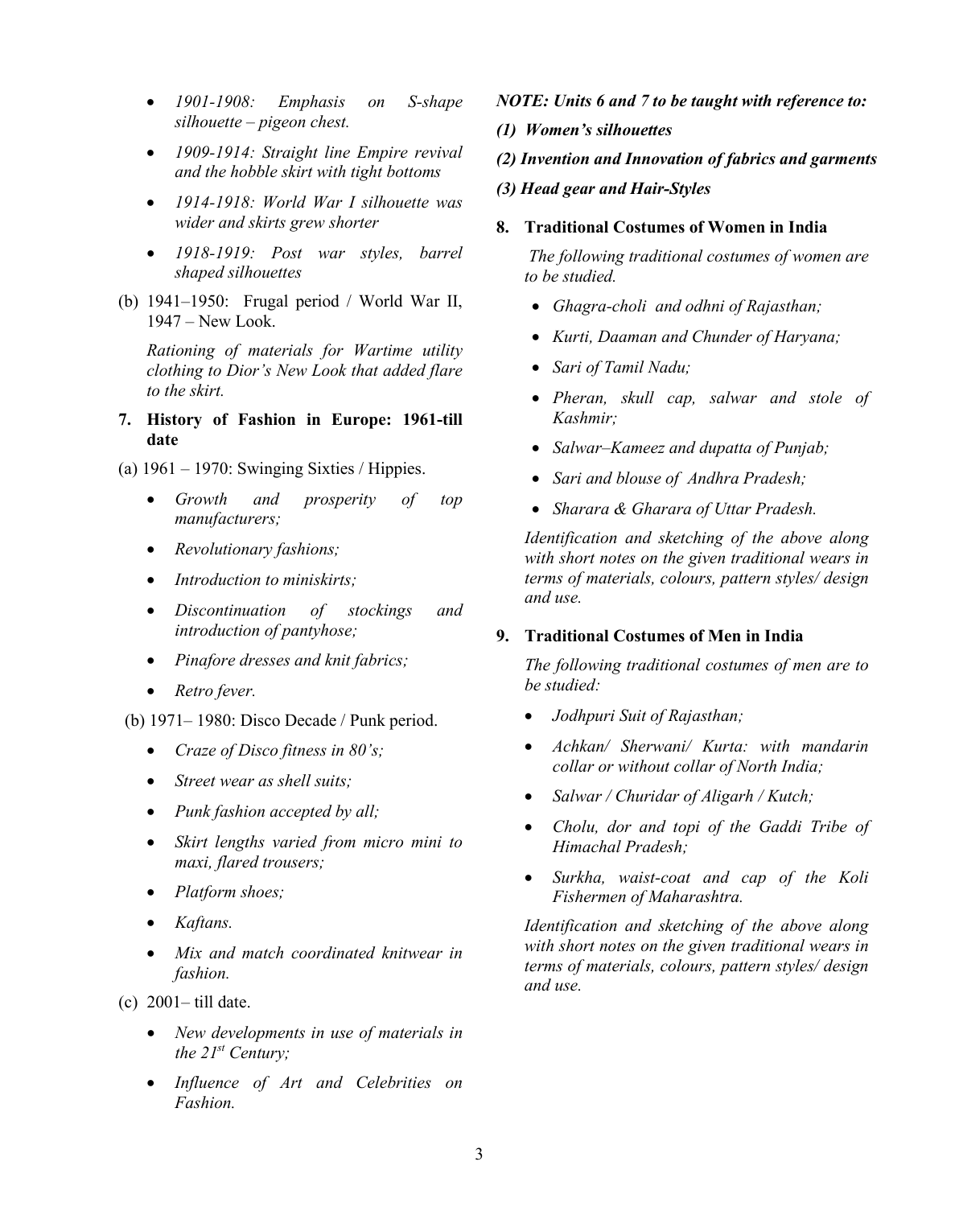- *1901-1908: Emphasis on S-shape silhouette – pigeon chest.*
- *1909-1914: Straight line Empire revival and the hobble skirt with tight bottoms*
- *1914-1918: World War I silhouette was wider and skirts grew shorter*
- *1918-1919: Post war styles, barrel shaped silhouettes*

(b) 1941–1950: Frugal period / World War II, 1947 – New Look.

*Rationing of materials for Wartime utility clothing to Dior's New Look that added flare to the skirt.*

**7. History of Fashion in Europe: 1961-till date**

(a) 1961 – 1970: Swinging Sixties / Hippies.

- *Growth and prosperity of top manufacturers;*
- *Revolutionary fashions;*
- *Introduction to miniskirts;*
- *Discontinuation of stockings and introduction of pantyhose;*
- *Pinafore dresses and knit fabrics;*
- *Retro fever.*

(b) 1971– 1980: Disco Decade / Punk period.

- *Craze of Disco fitness in 80's;*
- *Street wear as shell suits;*
- *Punk fashion accepted by all;*
- *Skirt lengths varied from micro mini to maxi, flared trousers;*
- *Platform shoes;*
- *Kaftans.*
- *Mix and match coordinated knitwear in fashion.*

(c) 2001– till date.

- *New developments in use of materials in the 21st Century;*
- *Influence of Art and Celebrities on Fashion.*

***NOTE: Units 6 and 7 to be taught with reference to:***

***(1) Women's silhouettes***

***(2) Invention and Innovation of fabrics and garments***

***(3) Head gear and Hair-Styles***

**8. Traditional Costumes of Women in India**

*The following traditional costumes of women are to be studied.*

- *Ghagra-choli and odhni of Rajasthan;*
- *Kurti, Daaman and Chunder of Haryana;*
- *Sari of Tamil Nadu;*
- *Pheran, skull cap, salwar and stole of Kashmir;*
- *Salwar–Kameez and dupatta of Punjab;*
- *Sari and blouse of Andhra Pradesh;*
- *Sharara & Gharara of Uttar Pradesh.*

*Identification and sketching of the above along with short notes on the given traditional wears in terms of materials, colours, pattern styles/ design and use.*

**9. Traditional Costumes of Men in India**

*The following traditional costumes of men are to be studied:*

- *Jodhpuri Suit of Rajasthan;*
- *Achkan/ Sherwani/ Kurta: with mandarin collar or without collar of North India;*
- *Salwar / Churidar of Aligarh / Kutch;*
- *Cholu, dor and topi of the Gaddi Tribe of Himachal Pradesh;*
- *Surkha, waist-coat and cap of the Koli Fishermen of Maharashtra.*

*Identification and sketching of the above along with short notes on the given traditional wears in terms of materials, colours, pattern styles/ design and use.*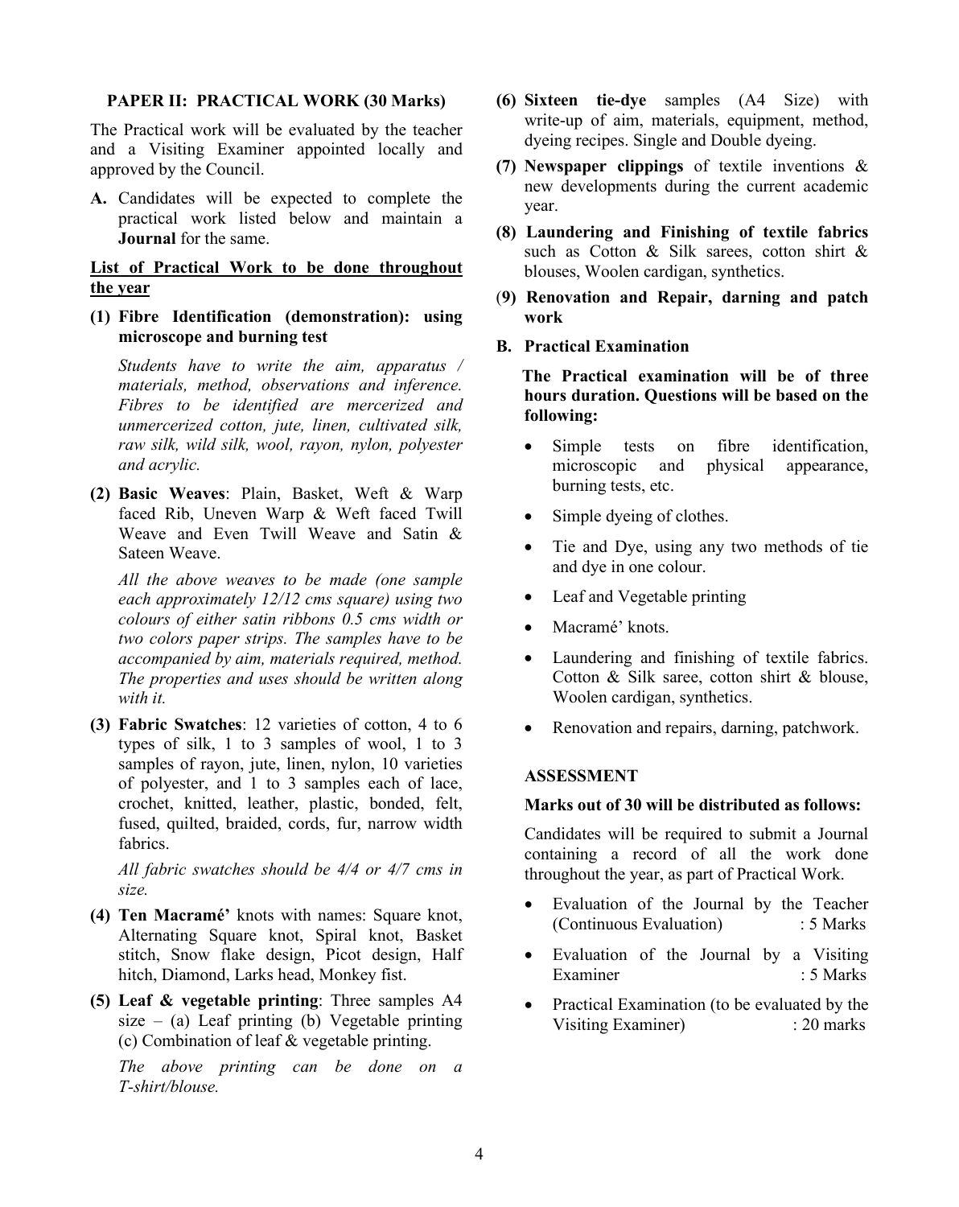**PAPER II: PRACTICAL WORK (30 Marks)**

The Practical work will be evaluated by the teacher and a Visiting Examiner appointed locally and approved by the Council.

**A.** Candidates will be expected to complete the practical work listed below and maintain a **Journal** for the same.

**<u>List of Practical Work to be done throughout the year</u>**

**(1) Fibre Identification (demonstration): using microscope and burning test**

*Students have to write the aim, apparatus / materials, method, observations and inference. Fibres to be identified are mercerized and unmercerized cotton, jute, linen, cultivated silk, raw silk, wild silk, wool, rayon, nylon, polyester and acrylic.*

**(2) Basic Weaves**: Plain, Basket, Weft & Warp faced Rib, Uneven Warp & Weft faced Twill Weave and Even Twill Weave and Satin & Sateen Weave.

*All the above weaves to be made (one sample each approximately 12/12 cms square) using two colours of either satin ribbons 0.5 cms width or two colors paper strips. The samples have to be accompanied by aim, materials required, method. The properties and uses should be written along with it.*

**(3) Fabric Swatches**: 12 varieties of cotton, 4 to 6 types of silk, 1 to 3 samples of wool, 1 to 3 samples of rayon, jute, linen, nylon, 10 varieties of polyester, and 1 to 3 samples each of lace, crochet, knitted, leather, plastic, bonded, felt, fused, quilted, braided, cords, fur, narrow width fabrics.

*All fabric swatches should be 4/4 or 4/7 cms in size.*

**(4) Ten Macramé'** knots with names: Square knot, Alternating Square knot, Spiral knot, Basket stitch, Snow flake design, Picot design, Half hitch, Diamond, Larks head, Monkey fist.

**(5) Leaf & vegetable printing**: Three samples A4 size – (a) Leaf printing (b) Vegetable printing (c) Combination of leaf & vegetable printing.

*The above printing can be done on a T-shirt/blouse.*

**(6) Sixteen tie-dye** samples (A4 Size) with write-up of aim, materials, equipment, method, dyeing recipes. Single and Double dyeing.

**(7) Newspaper clippings** of textile inventions & new developments during the current academic year.

**(8) Laundering and Finishing of textile fabrics** such as Cotton & Silk sarees, cotton shirt & blouses, Woolen cardigan, synthetics.

**(9) Renovation and Repair, darning and patch work**

**B. Practical Examination**

**The Practical examination will be of three hours duration. Questions will be based on the following:**

- Simple tests on fibre identification, microscopic and physical appearance, burning tests, etc.
- Simple dyeing of clothes.
- Tie and Dye, using any two methods of tie and dye in one colour.
- Leaf and Vegetable printing
- Macramé' knots.
- Laundering and finishing of textile fabrics. Cotton & Silk saree, cotton shirt & blouse, Woolen cardigan, synthetics.
- Renovation and repairs, darning, patchwork.

**ASSESSMENT**

**Marks out of 30 will be distributed as follows:**

Candidates will be required to submit a Journal containing a record of all the work done throughout the year, as part of Practical Work.

- Evaluation of the Journal by the Teacher (Continuous Evaluation) : 5 Marks
- Evaluation of the Journal by a Visiting Examiner : 5 Marks
- Practical Examination (to be evaluated by the Visiting Examiner) : 20 marks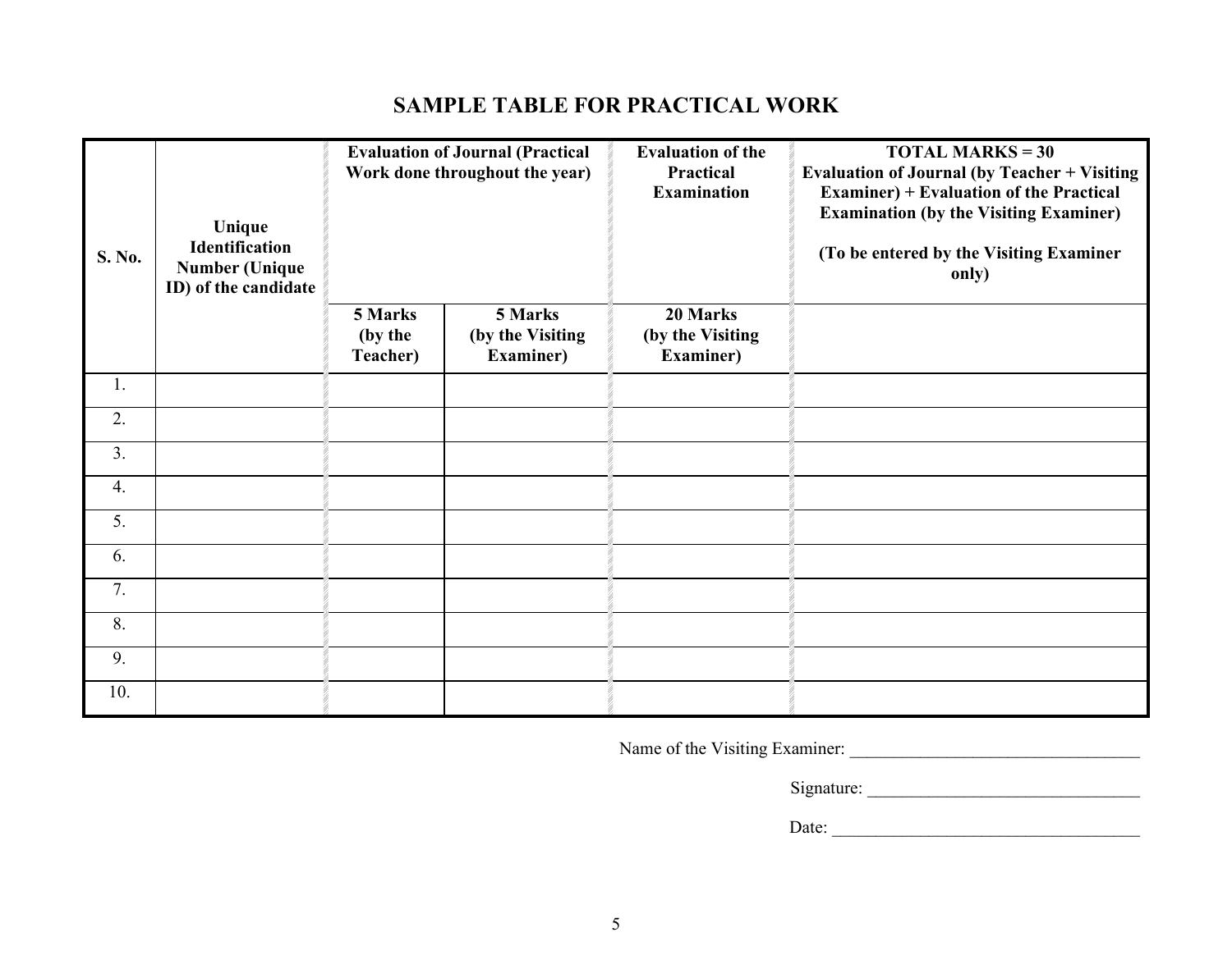# SAMPLE TABLE FOR PRACTICAL WORK

| S. No. | Unique Identification Number (Unique ID) of the candidate | Evaluation of Journal (Practical Work done throughout the year) | | Evaluation of the Practical Examination | TOTAL MARKS = 30<br>Evaluation of Journal (by Teacher + Visiting Examiner) + Evaluation of the Practical Examination (by the Visiting Examiner)<br><br>(To be entered by the Visiting Examiner only) |
|---|---|---|---|---|---|
| | | 5 Marks (by the Teacher) | 5 Marks (by the Visiting Examiner) | 20 Marks (by the Visiting Examiner) | |
| 1. | | | | | |
| 2. | | | | | |
| 3. | | | | | |
| 4. | | | | | |
| 5. | | | | | |
| 6. | | | | | |
| 7. | | | | | |
| 8. | | | | | |
| 9. | | | | | |
| 10. | | | | | |

Name of the Visiting Examiner: _________________________________

Signature: _______________________________

Date: ___________________________________